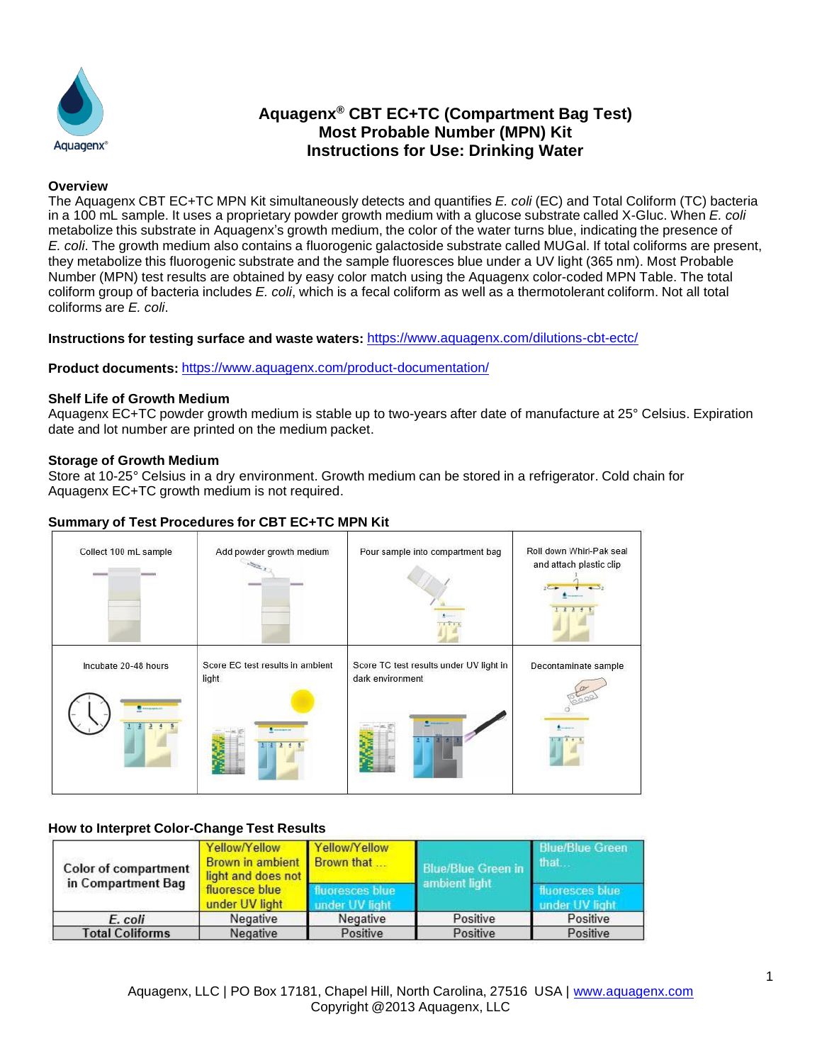# Aquagenx® CBT EC+TC (Compartment Bag Test) Most Probable Number (MPN) Kit Instructions for Use: Drinking Water

**Overview**

The Aquagenx CBT EC+TC MPN Kit simultaneously detects and quantifies *E. coli* (EC) and Total Coliform (TC) bacteria in a 100 mL sample. It uses a proprietary powder growth medium with a glucose substrate called X-Gluc. When *E. coli* metabolize this substrate in Aquagenx's growth medium, the color of the water turns blue, indicating the presence of *E. coli*. The growth medium also contains a fluorogenic galactoside substrate called MUGal. If total coliforms are present, they metabolize this fluorogenic substrate and the sample fluoresces blue under a UV light (365 nm). Most Probable Number (MPN) test results are obtained by easy color match using the Aquagenx color-coded MPN Table. The total coliform group of bacteria includes *E. coli*, which is a fecal coliform as well as a thermotolerant coliform. Not all total coliforms are *E. coli*.

**Instructions for testing surface and waste waters:** https://www.aquagenx.com/dilutions-cbt-ectc/

**Product documents:** https://www.aquagenx.com/product-documentation/

**Shelf Life of Growth Medium**

Aquagenx EC+TC powder growth medium is stable up to two-years after date of manufacture at 25° Celsius. Expiration date and lot number are printed on the medium packet.

**Storage of Growth Medium**

Store at 10-25° Celsius in a dry environment. Growth medium can be stored in a refrigerator. Cold chain for Aquagenx EC+TC growth medium is not required.

**Summary of Test Procedures for CBT EC+TC MPN Kit**

| | | | |
|---|---|---|---|
| Collect 100 mL sample | Add powder growth medium | Pour sample into compartment bag | Roll down Whirl-Pak seal and attach plastic clip |
| Incubate 20-48 hours | Score EC test results in ambient light | Score TC test results under UV light in dark environment | Decontaminate sample |

**How to Interpret Color-Change Test Results**

| Color of compartment in Compartment Bag | Yellow/Yellow Brown in ambient light and does not fluoresce blue under UV light | Yellow/Yellow Brown that … fluoresces blue under UV light | Blue/Blue Green in ambient light | Blue/Blue Green that… fluoresces blue under UV light |
|---|---|---|---|---|
| *E. coli* | Negative | Negative | Positive | Positive |
| Total Coliforms | Negative | Positive | Positive | Positive |

Aquagenx, LLC | PO Box 17181, Chapel Hill, North Carolina, 27516 USA | www.aquagenx.com
Copyright @2013 Aquagenx, LLC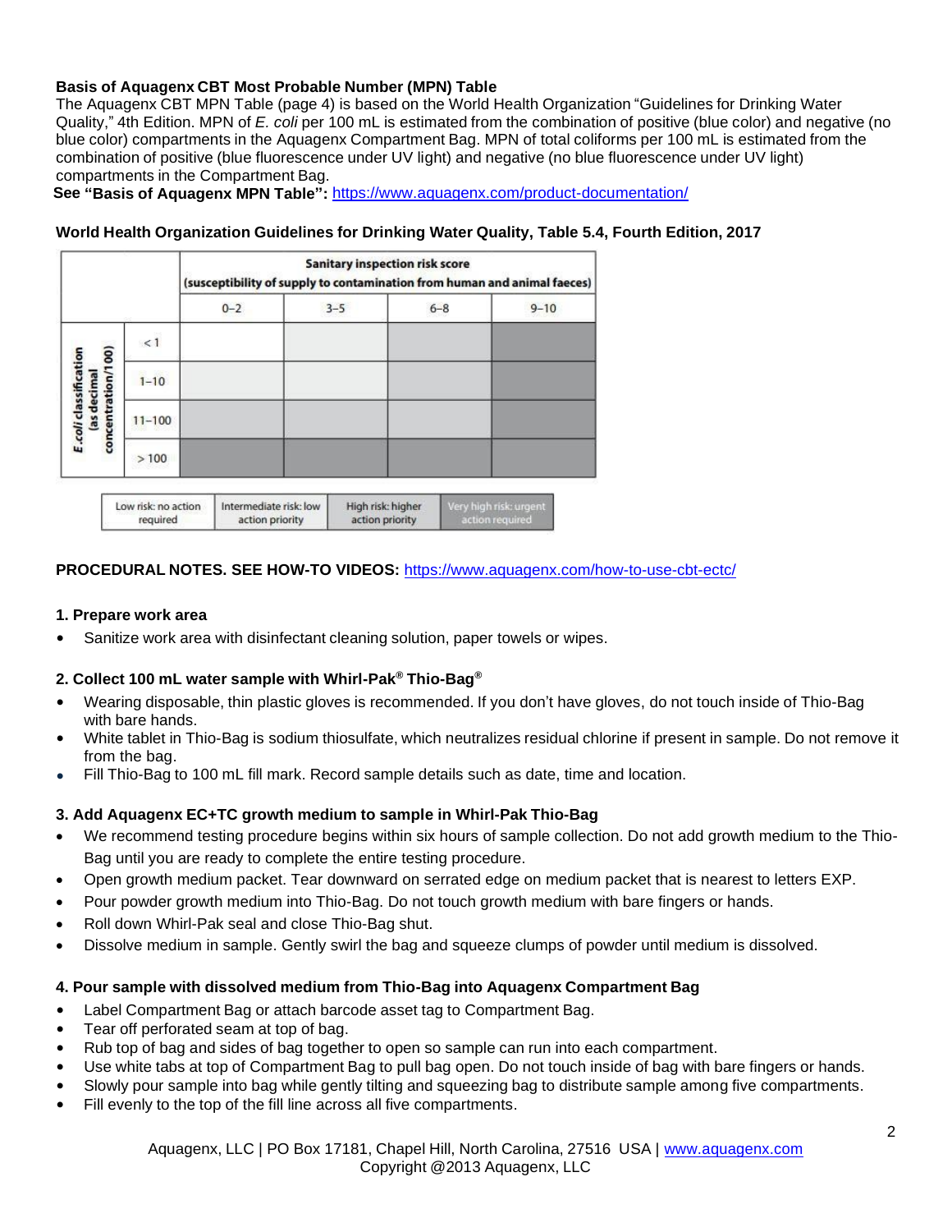**Basis of Aquagenx CBT Most Probable Number (MPN) Table**

The Aquagenx CBT MPN Table (page 4) is based on the World Health Organization "Guidelines for Drinking Water Quality," 4th Edition. MPN of *E. coli* per 100 mL is estimated from the combination of positive (blue color) and negative (no blue color) compartments in the Aquagenx Compartment Bag. MPN of total coliforms per 100 mL is estimated from the combination of positive (blue fluorescence under UV light) and negative (no blue fluorescence under UV light) compartments in the Compartment Bag.

**See "Basis of Aquagenx MPN Table":** https://www.aquagenx.com/product-documentation/

**World Health Organization Guidelines for Drinking Water Quality, Table 5.4, Fourth Edition, 2017**

| | Sanitary inspection risk score (susceptibility of supply to contamination from human and animal faeces) | | | |
|---|---|---|---|---|
| ***E. coli* classification (as decimal concentration/100)** | **0–2** | **3–5** | **6–8** | **9–10** |
| < 1 | | | | |
| 1–10 | | | | |
| 11–100 | | | | |
| > 100 | | | | |

| Low risk: no action required | Intermediate risk: low action priority | High risk: higher action priority | Very high risk: urgent action required |
|---|---|---|---|

**PROCEDURAL NOTES. SEE HOW-TO VIDEOS:** https://www.aquagenx.com/how-to-use-cbt-ectc/

**1. Prepare work area**

- Sanitize work area with disinfectant cleaning solution, paper towels or wipes.

**2. Collect 100 mL water sample with Whirl-Pak® Thio-Bag®**

- Wearing disposable, thin plastic gloves is recommended. If you don't have gloves, do not touch inside of Thio-Bag with bare hands.
- White tablet in Thio-Bag is sodium thiosulfate, which neutralizes residual chlorine if present in sample. Do not remove it from the bag.
- Fill Thio-Bag to 100 mL fill mark. Record sample details such as date, time and location.

**3. Add Aquagenx EC+TC growth medium to sample in Whirl-Pak Thio-Bag**

- We recommend testing procedure begins within six hours of sample collection. Do not add growth medium to the Thio-Bag until you are ready to complete the entire testing procedure.
- Open growth medium packet. Tear downward on serrated edge on medium packet that is nearest to letters EXP.
- Pour powder growth medium into Thio-Bag. Do not touch growth medium with bare fingers or hands.
- Roll down Whirl-Pak seal and close Thio-Bag shut.
- Dissolve medium in sample. Gently swirl the bag and squeeze clumps of powder until medium is dissolved.

**4. Pour sample with dissolved medium from Thio-Bag into Aquagenx Compartment Bag**

- Label Compartment Bag or attach barcode asset tag to Compartment Bag.
- Tear off perforated seam at top of bag.
- Rub top of bag and sides of bag together to open so sample can run into each compartment.
- Use white tabs at top of Compartment Bag to pull bag open. Do not touch inside of bag with bare fingers or hands.
- Slowly pour sample into bag while gently tilting and squeezing bag to distribute sample among five compartments.
- Fill evenly to the top of the fill line across all five compartments.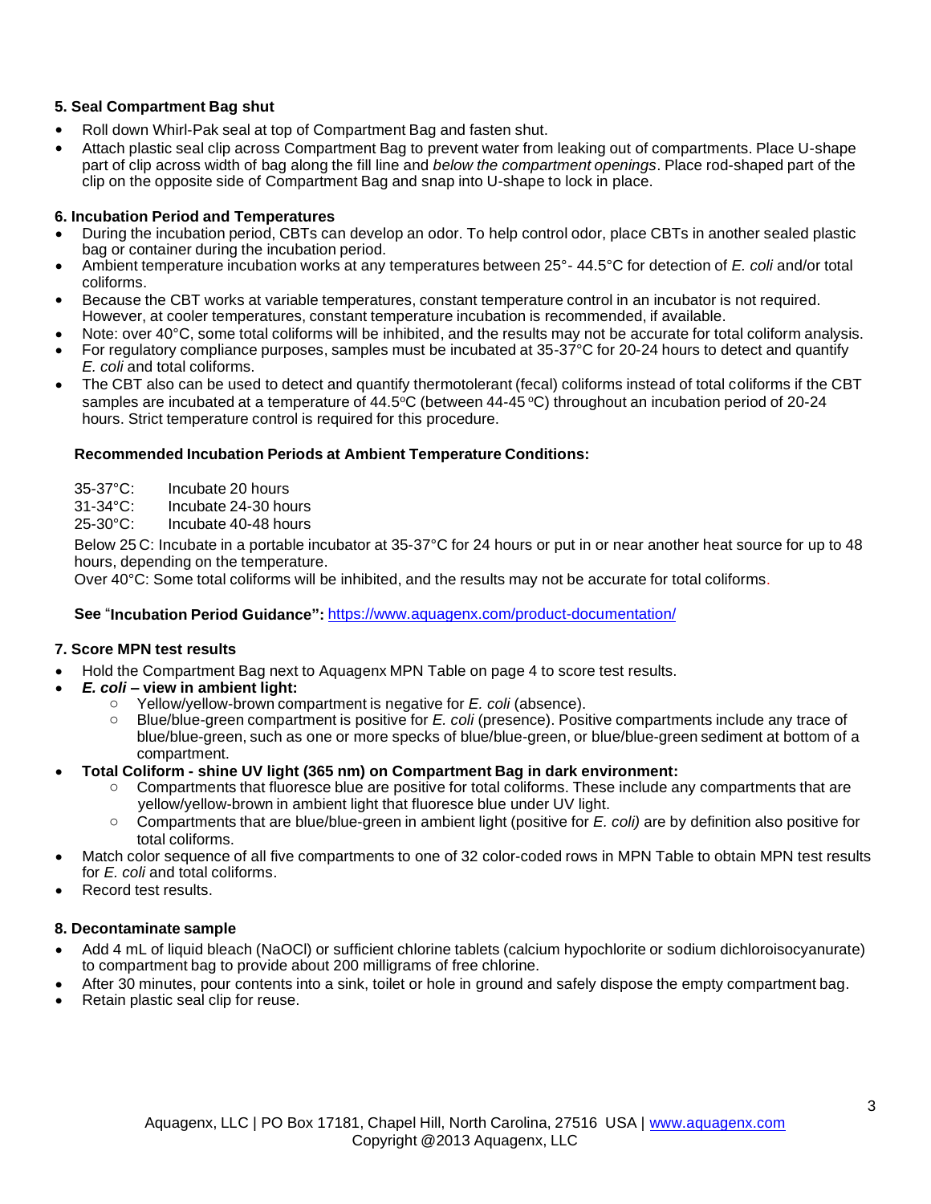### 5. Seal Compartment Bag shut

- Roll down Whirl-Pak seal at top of Compartment Bag and fasten shut.
- Attach plastic seal clip across Compartment Bag to prevent water from leaking out of compartments. Place U-shape part of clip across width of bag along the fill line and *below the compartment openings*. Place rod-shaped part of the clip on the opposite side of Compartment Bag and snap into U-shape to lock in place.

### 6. Incubation Period and Temperatures

- During the incubation period, CBTs can develop an odor. To help control odor, place CBTs in another sealed plastic bag or container during the incubation period.
- Ambient temperature incubation works at any temperatures between 25°- 44.5°C for detection of *E. coli* and/or total coliforms.
- Because the CBT works at variable temperatures, constant temperature control in an incubator is not required. However, at cooler temperatures, constant temperature incubation is recommended, if available.
- Note: over 40°C, some total coliforms will be inhibited, and the results may not be accurate for total coliform analysis.
- For regulatory compliance purposes, samples must be incubated at 35-37°C for 20-24 hours to detect and quantify *E. coli* and total coliforms.
- The CBT also can be used to detect and quantify thermotolerant (fecal) coliforms instead of total coliforms if the CBT samples are incubated at a temperature of 44.5ºC (between 44-45 ºC) throughout an incubation period of 20-24 hours. Strict temperature control is required for this procedure.

**Recommended Incubation Periods at Ambient Temperature Conditions:**

35-37°C: Incubate 20 hours
31-34°C: Incubate 24-30 hours
25-30°C: Incubate 40-48 hours

Below 25 C: Incubate in a portable incubator at 35-37°C for 24 hours or put in or near another heat source for up to 48 hours, depending on the temperature.
Over 40°C: Some total coliforms will be inhibited, and the results may not be accurate for total coliforms.

**See "Incubation Period Guidance":** https://www.aquagenx.com/product-documentation/

### 7. Score MPN test results

- Hold the Compartment Bag next to Aquagenx MPN Table on page 4 to score test results.
- ***E. coli* – view in ambient light:**
  - Yellow/yellow-brown compartment is negative for *E. coli* (absence).
  - Blue/blue-green compartment is positive for *E. coli* (presence). Positive compartments include any trace of blue/blue-green, such as one or more specks of blue/blue-green, or blue/blue-green sediment at bottom of a compartment.
- **Total Coliform - shine UV light (365 nm) on Compartment Bag in dark environment:**
  - Compartments that fluoresce blue are positive for total coliforms. These include any compartments that are yellow/yellow-brown in ambient light that fluoresce blue under UV light.
  - Compartments that are blue/blue-green in ambient light (positive for *E. coli)* are by definition also positive for total coliforms.
- Match color sequence of all five compartments to one of 32 color-coded rows in MPN Table to obtain MPN test results for *E. coli* and total coliforms.
- Record test results.

### 8. Decontaminate sample

- Add 4 mL of liquid bleach (NaOCl) or sufficient chlorine tablets (calcium hypochlorite or sodium dichloroisocyanurate) to compartment bag to provide about 200 milligrams of free chlorine.
- After 30 minutes, pour contents into a sink, toilet or hole in ground and safely dispose the empty compartment bag.
- Retain plastic seal clip for reuse.

Aquagenx, LLC | PO Box 17181, Chapel Hill, North Carolina, 27516 USA | www.aquagenx.com
Copyright @2013 Aquagenx, LLC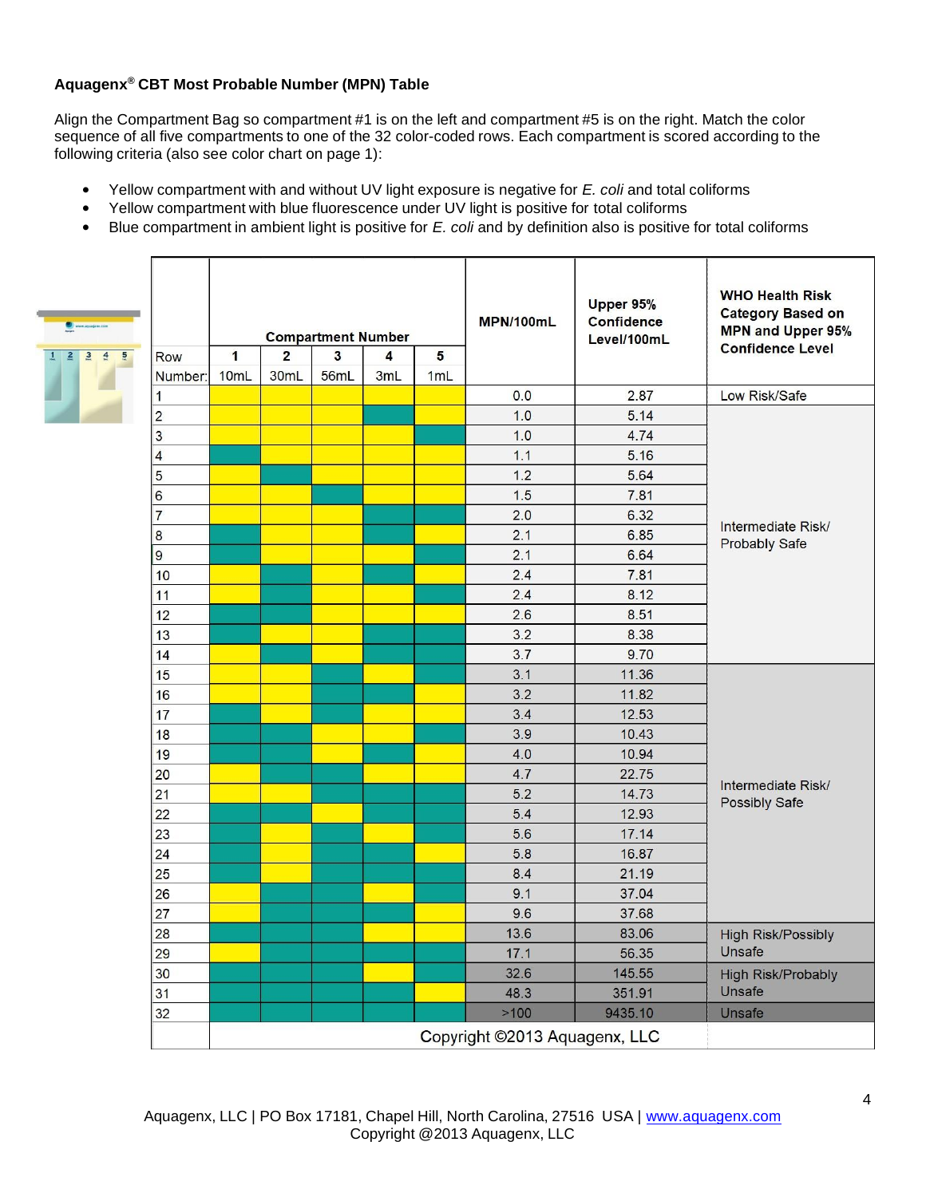**Aquagenx® CBT Most Probable Number (MPN) Table**

Align the Compartment Bag so compartment #1 is on the left and compartment #5 is on the right. Match the color sequence of all five compartments to one of the 32 color-coded rows. Each compartment is scored according to the following criteria (also see color chart on page 1):

- Yellow compartment with and without UV light exposure is negative for *E. coli* and total coliforms
- Yellow compartment with blue fluorescence under UV light is positive for total coliforms
- Blue compartment in ambient light is positive for *E. coli* and by definition also is positive for total coliforms

| Row | Compartment Number | | | | | MPN/100mL | Upper 95% Confidence Level/100mL | WHO Health Risk Category Based on MPN and Upper 95% Confidence Level |
|---|---|---|---|---|---|---|---|---|
| | 1 | 2 | 3 | 4 | 5 | | | |
| Number: | 10mL | 30mL | 56mL | 3mL | 1mL | | | |
| 1 | Yellow | Yellow | Yellow | Yellow | Yellow | 0.0 | 2.87 | Low Risk/Safe |
| 2 | Yellow | Yellow | Yellow | Blue | Yellow | 1.0 | 5.14 | Intermediate Risk/ Probably Safe |
| 3 | Yellow | Yellow | Yellow | Yellow | Blue | 1.0 | 4.74 | Intermediate Risk/ Probably Safe |
| 4 | Blue | Yellow | Yellow | Yellow | Yellow | 1.1 | 5.16 | Intermediate Risk/ Probably Safe |
| 5 | Yellow | Blue | Yellow | Yellow | Yellow | 1.2 | 5.64 | Intermediate Risk/ Probably Safe |
| 6 | Yellow | Yellow | Blue | Yellow | Yellow | 1.5 | 7.81 | Intermediate Risk/ Probably Safe |
| 7 | Yellow | Yellow | Yellow | Blue | Blue | 2.0 | 6.32 | Intermediate Risk/ Probably Safe |
| 8 | Blue | Yellow | Yellow | Blue | Yellow | 2.1 | 6.85 | Intermediate Risk/ Probably Safe |
| 9 | Blue | Yellow | Yellow | Yellow | Blue | 2.1 | 6.64 | Intermediate Risk/ Probably Safe |
| 10 | Yellow | Blue | Yellow | Blue | Yellow | 2.4 | 7.81 | Intermediate Risk/ Probably Safe |
| 11 | Yellow | Blue | Yellow | Yellow | Blue | 2.4 | 8.12 | Intermediate Risk/ Probably Safe |
| 12 | Blue | Blue | Yellow | Yellow | Yellow | 2.6 | 8.51 | Intermediate Risk/ Probably Safe |
| 13 | Blue | Yellow | Yellow | Blue | Blue | 3.2 | 8.38 | Intermediate Risk/ Probably Safe |
| 14 | Yellow | Blue | Yellow | Blue | Blue | 3.7 | 9.70 | Intermediate Risk/ Probably Safe |
| 15 | Yellow | Yellow | Blue | Yellow | Blue | 3.1 | 11.36 | Intermediate Risk/ Possibly Safe |
| 16 | Yellow | Yellow | Blue | Blue | Yellow | 3.2 | 11.82 | Intermediate Risk/ Possibly Safe |
| 17 | Blue | Yellow | Blue | Yellow | Yellow | 3.4 | 12.53 | Intermediate Risk/ Possibly Safe |
| 18 | Blue | Blue | Yellow | Yellow | Blue | 3.9 | 10.43 | Intermediate Risk/ Possibly Safe |
| 19 | Blue | Blue | Yellow | Blue | Yellow | 4.0 | 10.94 | Intermediate Risk/ Possibly Safe |
| 20 | Yellow | Blue | Blue | Yellow | Yellow | 4.7 | 22.75 | Intermediate Risk/ Possibly Safe |
| 21 | Yellow | Yellow | Blue | Blue | Blue | 5.2 | 14.73 | Intermediate Risk/ Possibly Safe |
| 22 | Blue | Blue | Yellow | Blue | Blue | 5.4 | 12.93 | Intermediate Risk/ Possibly Safe |
| 23 | Blue | Yellow | Blue | Yellow | Blue | 5.6 | 17.14 | Intermediate Risk/ Possibly Safe |
| 24 | Blue | Yellow | Blue | Blue | Yellow | 5.8 | 16.87 | Intermediate Risk/ Possibly Safe |
| 25 | Blue | Yellow | Blue | Blue | Blue | 8.4 | 21.19 | Intermediate Risk/ Possibly Safe |
| 26 | Yellow | Blue | Blue | Yellow | Blue | 9.1 | 37.04 | Intermediate Risk/ Possibly Safe |
| 27 | Yellow | Blue | Blue | Blue | Yellow | 9.6 | 37.68 | Intermediate Risk/ Possibly Safe |
| 28 | Blue | Blue | Blue | Yellow | Yellow | 13.6 | 83.06 | High Risk/Possibly Unsafe |
| 29 | Yellow | Blue | Blue | Blue | Blue | 17.1 | 56.35 | High Risk/Possibly Unsafe |
| 30 | Blue | Blue | Blue | Yellow | Blue | 32.6 | 145.55 | High Risk/Probably Unsafe |
| 31 | Blue | Blue | Blue | Blue | Yellow | 48.3 | 351.91 | High Risk/Probably Unsafe |
| 32 | Blue | Blue | Blue | Blue | Blue | >100 | 9435.10 | Unsafe |

Copyright ©2013 Aquagenx, LLC